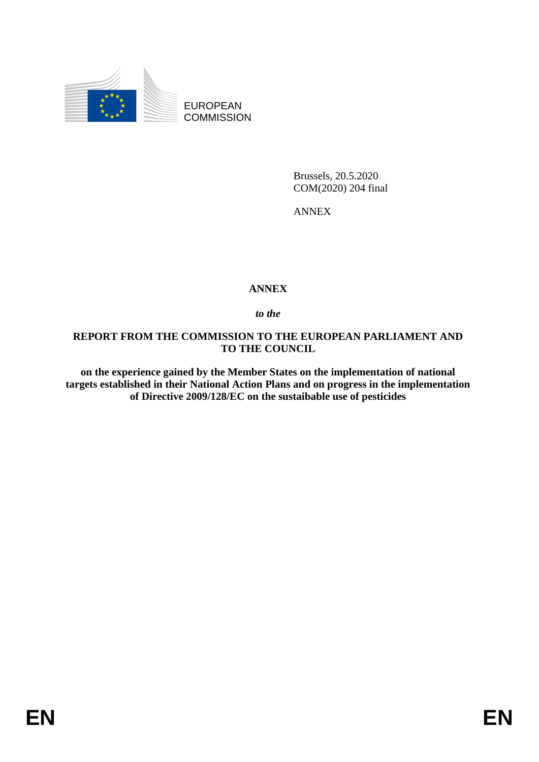EUROPEAN
COMMISSION

Brussels, 20.5.2020
COM(2020) 204 final

ANNEX

# ANNEX

*to the*

## REPORT FROM THE COMMISSION TO THE EUROPEAN PARLIAMENT AND TO THE COUNCIL

**on the experience gained by the Member States on the implementation of national targets established in their National Action Plans and on progress in the implementation of Directive 2009/128/EC on the sustaibable use of pesticides**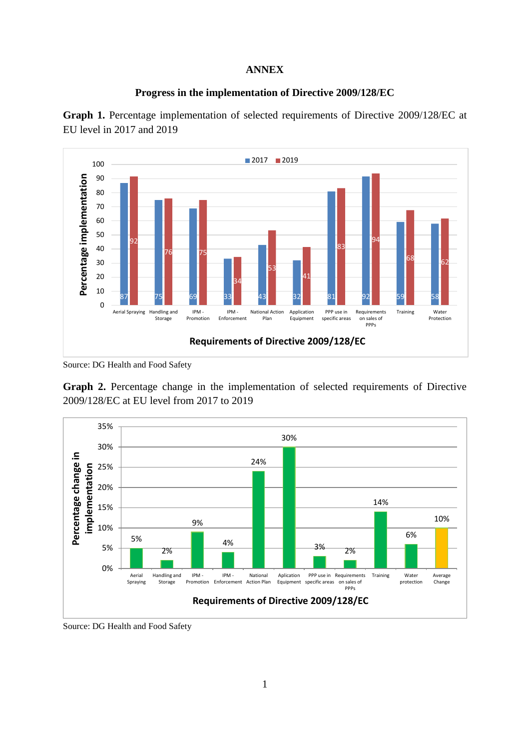# ANNEX

## Progress in the implementation of Directive 2009/128/EC

**Graph 1.** Percentage implementation of selected requirements of Directive 2009/128/EC at EU level in 2017 and 2019

| Requirements of Directive 2009/128/EC | 2017 | 2019 |
|---|---|---|
| Aerial Spraying | 87 | 92 |
| Handling and Storage | 75 | 76 |
| IPM - Promotion | 69 | 75 |
| IPM - Enforcement | 33 | 34 |
| National Action Plan | 43 | 53 |
| Application Equipment | 32 | 41 |
| PPP use in specific areas | 81 | 83 |
| Requirements on sales of PPPs | 92 | 94 |
| Training | 59 | 68 |
| Water Protection | 58 | 62 |

Source: DG Health and Food Safety

**Graph 2.** Percentage change in the implementation of selected requirements of Directive 2009/128/EC at EU level from 2017 to 2019

| Requirements of Directive 2009/128/EC | Percentage change in implementation |
|---|---|
| Aerial Spraying | 5% |
| Handling and Storage | 2% |
| IPM - Promotion | 9% |
| IPM - Enforcement | 4% |
| National Action Plan | 24% |
| Aplication Equipment | 30% |
| PPP use in specific areas | 3% |
| Requirements on sales of PPPs | 2% |
| Training | 14% |
| Water protection | 6% |
| Average Change | 10% |

Source: DG Health and Food Safety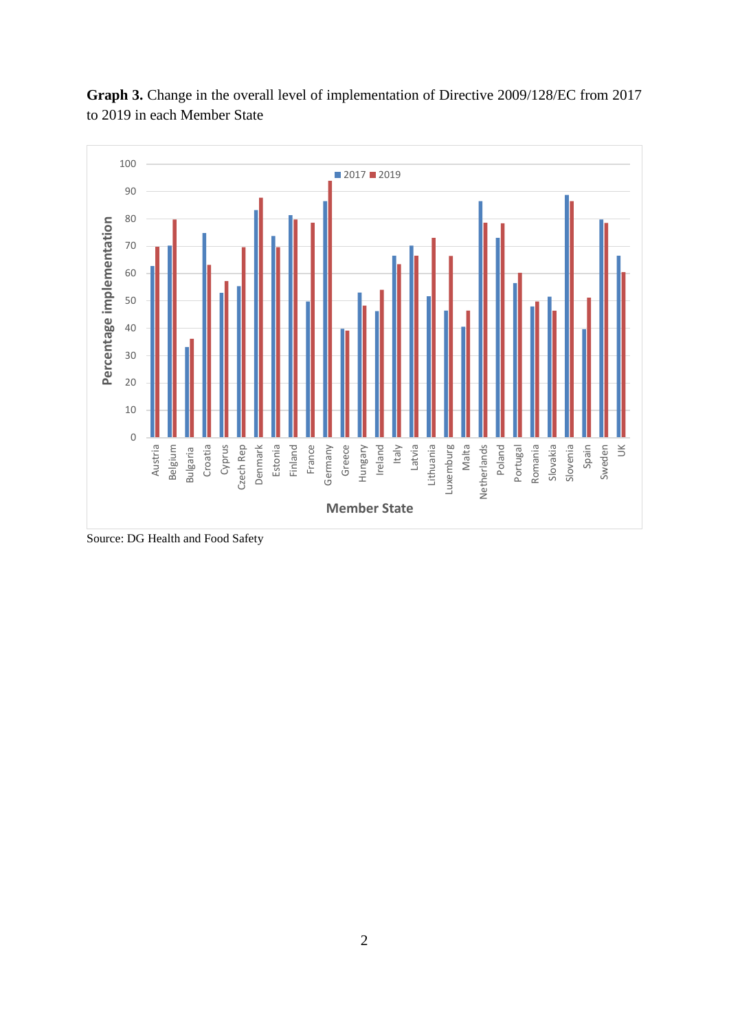**Graph 3.** Change in the overall level of implementation of Directive 2009/128/EC from 2017 to 2019 in each Member State

100
90
80
70
60
50
40
30
20
10
0

Percentage implementation

2017 2019

Austria
Belgium
Bulgaria
Croatia
Cyprus
Czech Rep
Denmark
Estonia
Finland
France
Germany
Greece
Hungary
Ireland
Italy
Latvia
Lithuania
Luxemburg
Malta
Netherlands
Poland
Portugal
Romania
Slovakia
Slovenia
Spain
Sweden
UK

Member State

Source: DG Health and Food Safety